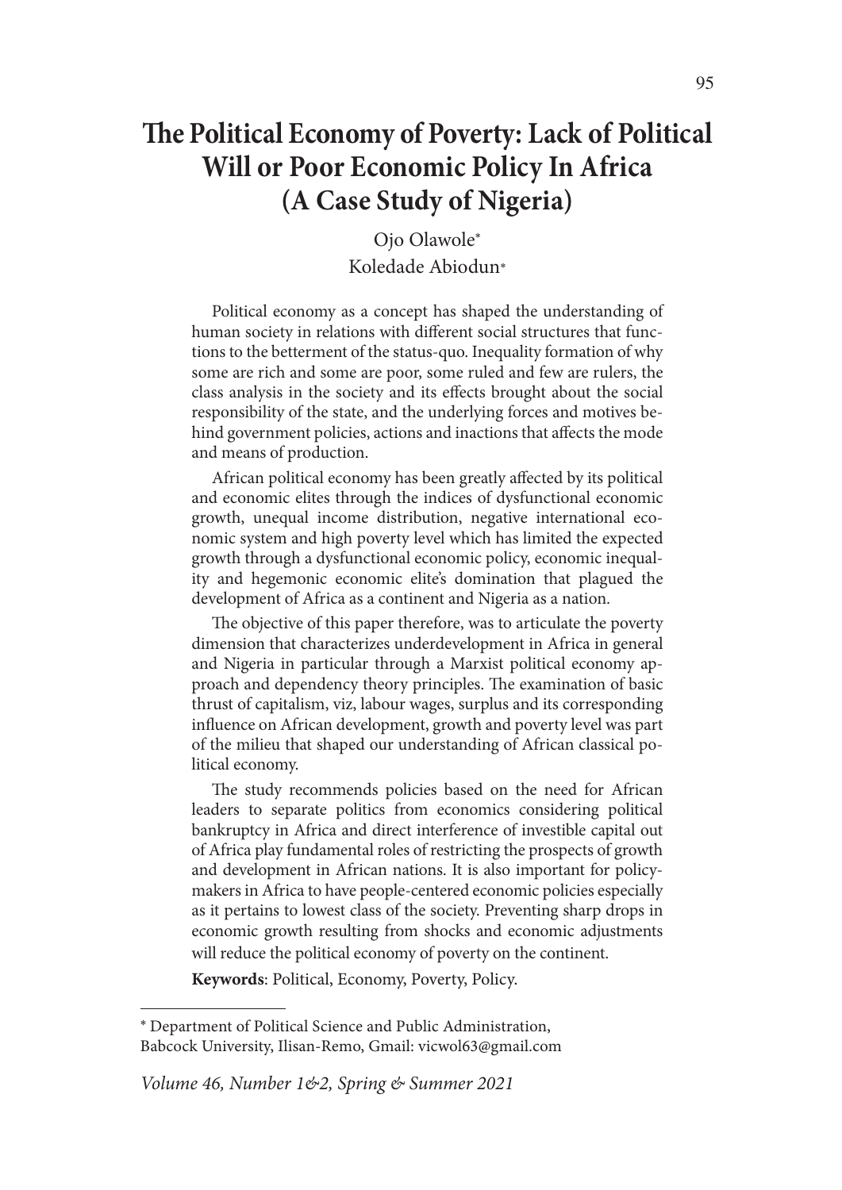# The Political Economy of Poverty: Lack of Political Will or Poor Economic Policy In Africa (A Case Study of Nigeria)

Ojo Olawole*

Koledade Abiodun*

Political economy as a concept has shaped the understanding of human society in relations with different social structures that functions to the betterment of the status-quo. Inequality formation of why some are rich and some are poor, some ruled and few are rulers, the class analysis in the society and its effects brought about the social responsibility of the state, and the underlying forces and motives behind government policies, actions and inactions that affects the mode and means of production.

African political economy has been greatly affected by its political and economic elites through the indices of dysfunctional economic growth, unequal income distribution, negative international economic system and high poverty level which has limited the expected growth through a dysfunctional economic policy, economic inequality and hegemonic economic elite's domination that plagued the development of Africa as a continent and Nigeria as a nation.

The objective of this paper therefore, was to articulate the poverty dimension that characterizes underdevelopment in Africa in general and Nigeria in particular through a Marxist political economy approach and dependency theory principles. The examination of basic thrust of capitalism, viz, labour wages, surplus and its corresponding influence on African development, growth and poverty level was part of the milieu that shaped our understanding of African classical political economy.

The study recommends policies based on the need for African leaders to separate politics from economics considering political bankruptcy in Africa and direct interference of investible capital out of Africa play fundamental roles of restricting the prospects of growth and development in African nations. It is also important for policymakers in Africa to have people-centered economic policies especially as it pertains to lowest class of the society. Preventing sharp drops in economic growth resulting from shocks and economic adjustments will reduce the political economy of poverty on the continent.

**Keywords**: Political, Economy, Poverty, Policy.

---

* Department of Political Science and Public Administration, Babcock University, Ilisan-Remo, Gmail: vicwol63@gmail.com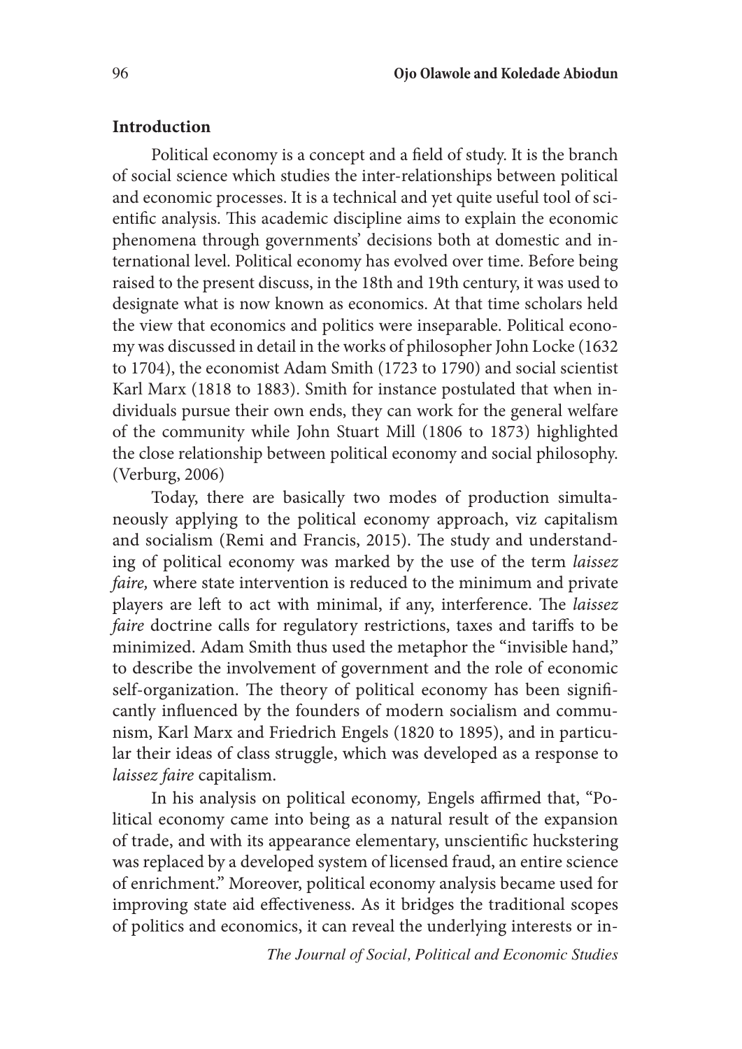## Introduction

Political economy is a concept and a field of study. It is the branch of social science which studies the inter-relationships between political and economic processes. It is a technical and yet quite useful tool of scientific analysis. This academic discipline aims to explain the economic phenomena through governments' decisions both at domestic and international level. Political economy has evolved over time. Before being raised to the present discuss, in the 18th and 19th century, it was used to designate what is now known as economics. At that time scholars held the view that economics and politics were inseparable. Political economy was discussed in detail in the works of philosopher John Locke (1632 to 1704), the economist Adam Smith (1723 to 1790) and social scientist Karl Marx (1818 to 1883). Smith for instance postulated that when individuals pursue their own ends, they can work for the general welfare of the community while John Stuart Mill (1806 to 1873) highlighted the close relationship between political economy and social philosophy. (Verburg, 2006)

Today, there are basically two modes of production simultaneously applying to the political economy approach, viz capitalism and socialism (Remi and Francis, 2015). The study and understanding of political economy was marked by the use of the term *laissez faire,* where state intervention is reduced to the minimum and private players are left to act with minimal, if any, interference. The *laissez faire* doctrine calls for regulatory restrictions, taxes and tariffs to be minimized. Adam Smith thus used the metaphor the "invisible hand," to describe the involvement of government and the role of economic self-organization. The theory of political economy has been significantly influenced by the founders of modern socialism and communism, Karl Marx and Friedrich Engels (1820 to 1895), and in particular their ideas of class struggle, which was developed as a response to *laissez faire* capitalism.

In his analysis on political economy, Engels affirmed that, "Political economy came into being as a natural result of the expansion of trade, and with its appearance elementary, unscientific huckstering was replaced by a developed system of licensed fraud, an entire science of enrichment." Moreover, political economy analysis became used for improving state aid effectiveness. As it bridges the traditional scopes of politics and economics, it can reveal the underlying interests or in-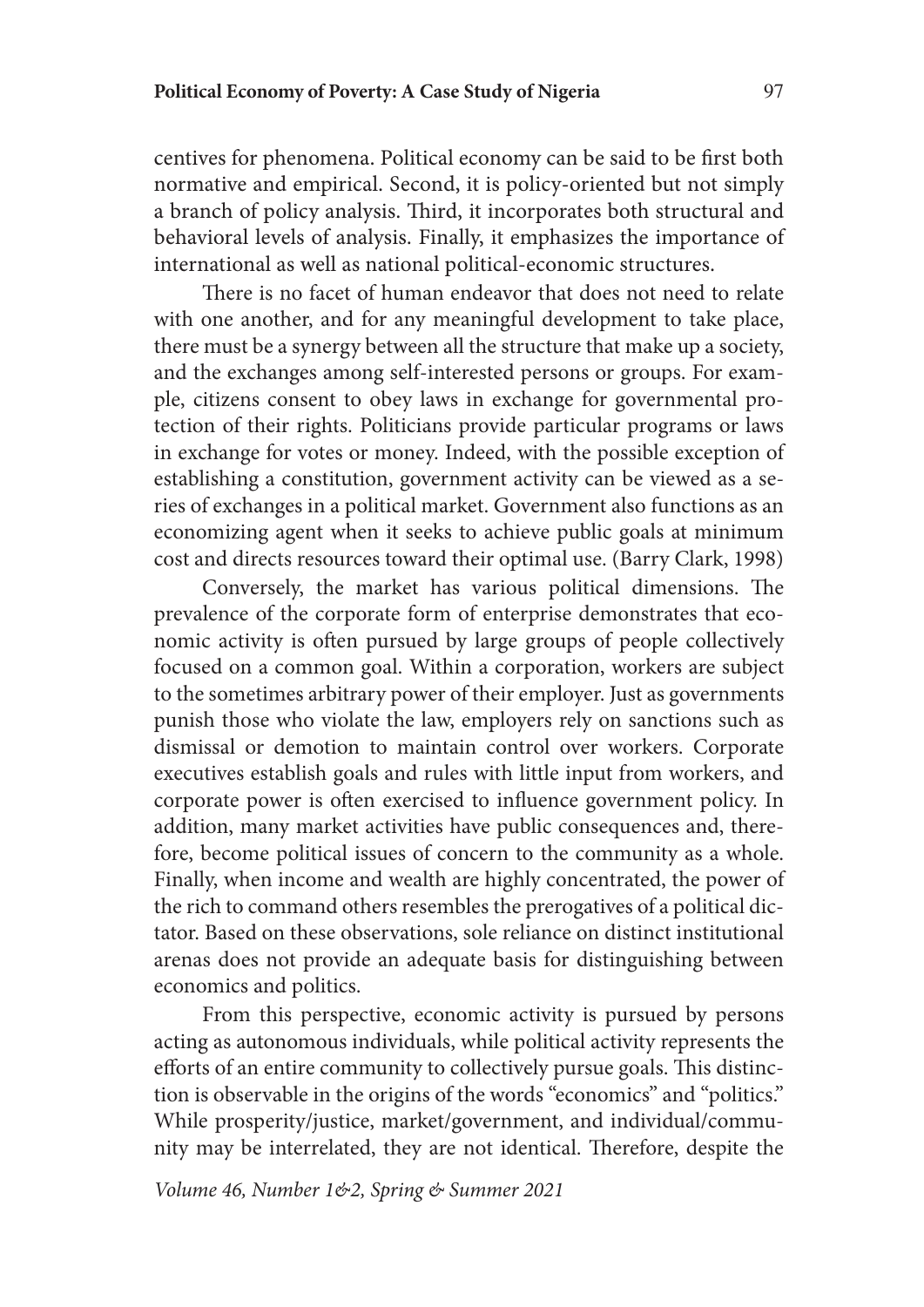centives for phenomena. Political economy can be said to be first both normative and empirical. Second, it is policy-oriented but not simply a branch of policy analysis. Third, it incorporates both structural and behavioral levels of analysis. Finally, it emphasizes the importance of international as well as national political-economic structures.

There is no facet of human endeavor that does not need to relate with one another, and for any meaningful development to take place, there must be a synergy between all the structure that make up a society, and the exchanges among self-interested persons or groups. For example, citizens consent to obey laws in exchange for governmental protection of their rights. Politicians provide particular programs or laws in exchange for votes or money. Indeed, with the possible exception of establishing a constitution, government activity can be viewed as a series of exchanges in a political market. Government also functions as an economizing agent when it seeks to achieve public goals at minimum cost and directs resources toward their optimal use. (Barry Clark, 1998)

Conversely, the market has various political dimensions. The prevalence of the corporate form of enterprise demonstrates that economic activity is often pursued by large groups of people collectively focused on a common goal. Within a corporation, workers are subject to the sometimes arbitrary power of their employer. Just as governments punish those who violate the law, employers rely on sanctions such as dismissal or demotion to maintain control over workers. Corporate executives establish goals and rules with little input from workers, and corporate power is often exercised to influence government policy. In addition, many market activities have public consequences and, therefore, become political issues of concern to the community as a whole. Finally, when income and wealth are highly concentrated, the power of the rich to command others resembles the prerogatives of a political dictator. Based on these observations, sole reliance on distinct institutional arenas does not provide an adequate basis for distinguishing between economics and politics.

From this perspective, economic activity is pursued by persons acting as autonomous individuals, while political activity represents the efforts of an entire community to collectively pursue goals. This distinction is observable in the origins of the words "economics" and "politics." While prosperity/justice, market/government, and individual/community may be interrelated, they are not identical. Therefore, despite the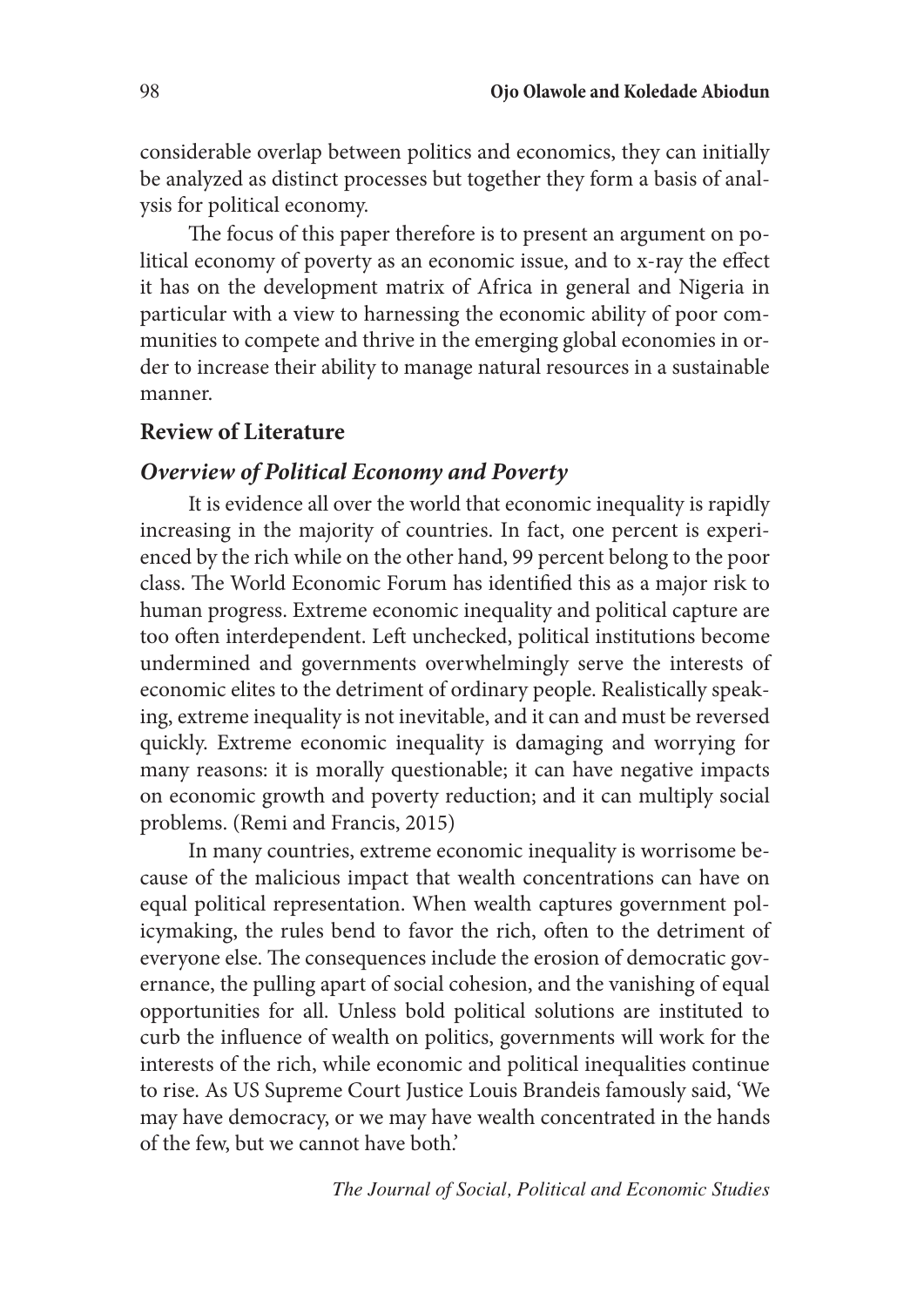considerable overlap between politics and economics, they can initially be analyzed as distinct processes but together they form a basis of analysis for political economy.

The focus of this paper therefore is to present an argument on political economy of poverty as an economic issue, and to x-ray the effect it has on the development matrix of Africa in general and Nigeria in particular with a view to harnessing the economic ability of poor communities to compete and thrive in the emerging global economies in order to increase their ability to manage natural resources in a sustainable manner.

## Review of Literature

### *Overview of Political Economy and Poverty*

It is evidence all over the world that economic inequality is rapidly increasing in the majority of countries. In fact, one percent is experienced by the rich while on the other hand, 99 percent belong to the poor class. The World Economic Forum has identified this as a major risk to human progress. Extreme economic inequality and political capture are too often interdependent. Left unchecked, political institutions become undermined and governments overwhelmingly serve the interests of economic elites to the detriment of ordinary people. Realistically speaking, extreme inequality is not inevitable, and it can and must be reversed quickly. Extreme economic inequality is damaging and worrying for many reasons: it is morally questionable; it can have negative impacts on economic growth and poverty reduction; and it can multiply social problems. (Remi and Francis, 2015)

In many countries, extreme economic inequality is worrisome because of the malicious impact that wealth concentrations can have on equal political representation. When wealth captures government policymaking, the rules bend to favor the rich, often to the detriment of everyone else. The consequences include the erosion of democratic governance, the pulling apart of social cohesion, and the vanishing of equal opportunities for all. Unless bold political solutions are instituted to curb the influence of wealth on politics, governments will work for the interests of the rich, while economic and political inequalities continue to rise. As US Supreme Court Justice Louis Brandeis famously said, 'We may have democracy, or we may have wealth concentrated in the hands of the few, but we cannot have both.'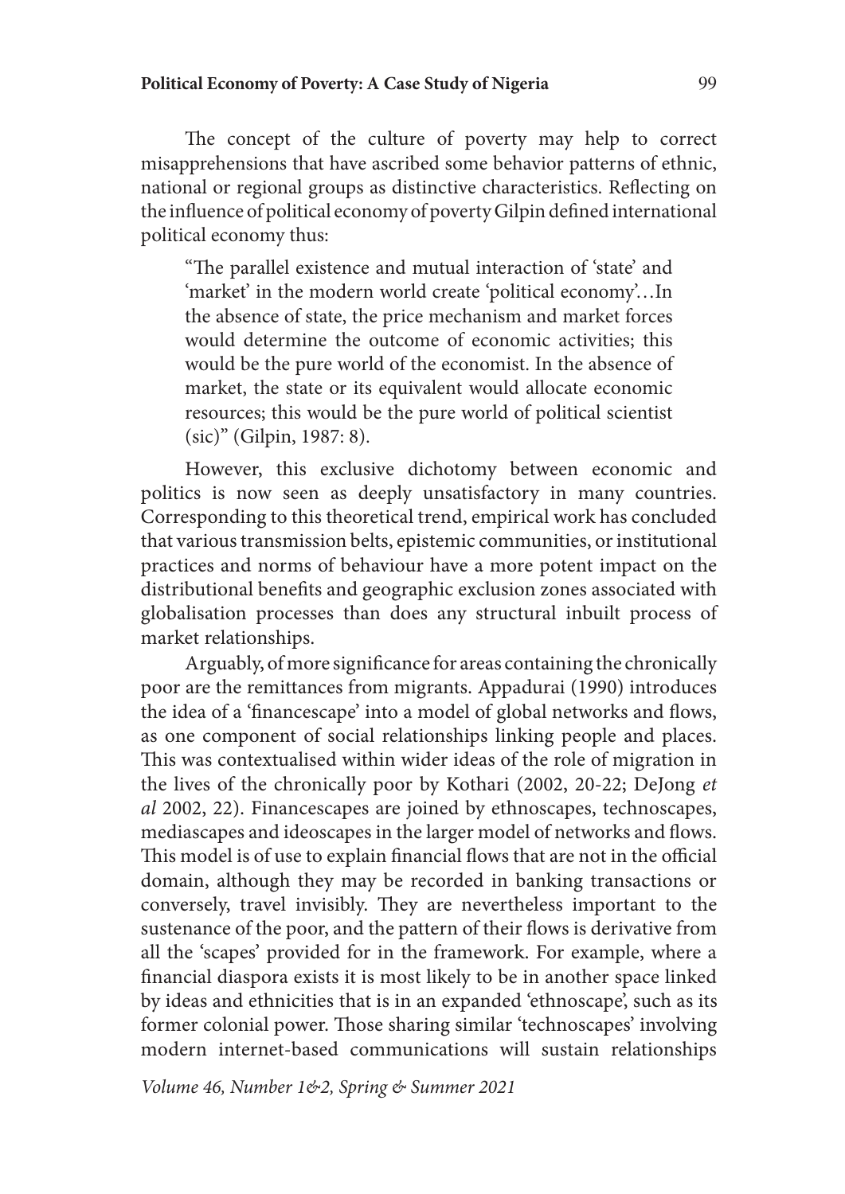The concept of the culture of poverty may help to correct misapprehensions that have ascribed some behavior patterns of ethnic, national or regional groups as distinctive characteristics. Reflecting on the influence of political economy of poverty Gilpin defined international political economy thus:

> "The parallel existence and mutual interaction of 'state' and 'market' in the modern world create 'political economy'…In the absence of state, the price mechanism and market forces would determine the outcome of economic activities; this would be the pure world of the economist. In the absence of market, the state or its equivalent would allocate economic resources; this would be the pure world of political scientist (sic)" (Gilpin, 1987: 8).

However, this exclusive dichotomy between economic and politics is now seen as deeply unsatisfactory in many countries. Corresponding to this theoretical trend, empirical work has concluded that various transmission belts, epistemic communities, or institutional practices and norms of behaviour have a more potent impact on the distributional benefits and geographic exclusion zones associated with globalisation processes than does any structural inbuilt process of market relationships.

Arguably, of more significance for areas containing the chronically poor are the remittances from migrants. Appadurai (1990) introduces the idea of a 'financescape' into a model of global networks and flows, as one component of social relationships linking people and places. This was contextualised within wider ideas of the role of migration in the lives of the chronically poor by Kothari (2002, 20-22; DeJong *et al* 2002, 22). Financescapes are joined by ethnoscapes, technoscapes, mediascapes and ideoscapes in the larger model of networks and flows. This model is of use to explain financial flows that are not in the official domain, although they may be recorded in banking transactions or conversely, travel invisibly. They are nevertheless important to the sustenance of the poor, and the pattern of their flows is derivative from all the 'scapes' provided for in the framework. For example, where a financial diaspora exists it is most likely to be in another space linked by ideas and ethnicities that is in an expanded 'ethnoscape', such as its former colonial power. Those sharing similar 'technoscapes' involving modern internet-based communications will sustain relationships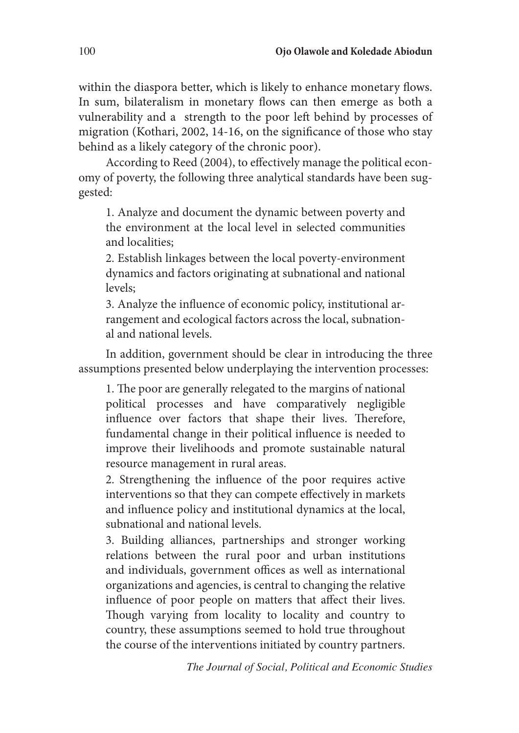within the diaspora better, which is likely to enhance monetary flows. In sum, bilateralism in monetary flows can then emerge as both a vulnerability and a strength to the poor left behind by processes of migration (Kothari, 2002, 14-16, on the significance of those who stay behind as a likely category of the chronic poor).

According to Reed (2004), to effectively manage the political economy of poverty, the following three analytical standards have been suggested:

1. Analyze and document the dynamic between poverty and the environment at the local level in selected communities and localities;
2. Establish linkages between the local poverty-environment dynamics and factors originating at subnational and national levels;
3. Analyze the influence of economic policy, institutional arrangement and ecological factors across the local, subnational and national levels.

In addition, government should be clear in introducing the three assumptions presented below underplaying the intervention processes:

1. The poor are generally relegated to the margins of national political processes and have comparatively negligible influence over factors that shape their lives. Therefore, fundamental change in their political influence is needed to improve their livelihoods and promote sustainable natural resource management in rural areas.
2. Strengthening the influence of the poor requires active interventions so that they can compete effectively in markets and influence policy and institutional dynamics at the local, subnational and national levels.
3. Building alliances, partnerships and stronger working relations between the rural poor and urban institutions and individuals, government offices as well as international organizations and agencies, is central to changing the relative influence of poor people on matters that affect their lives. Though varying from locality to locality and country to country, these assumptions seemed to hold true throughout the course of the interventions initiated by country partners.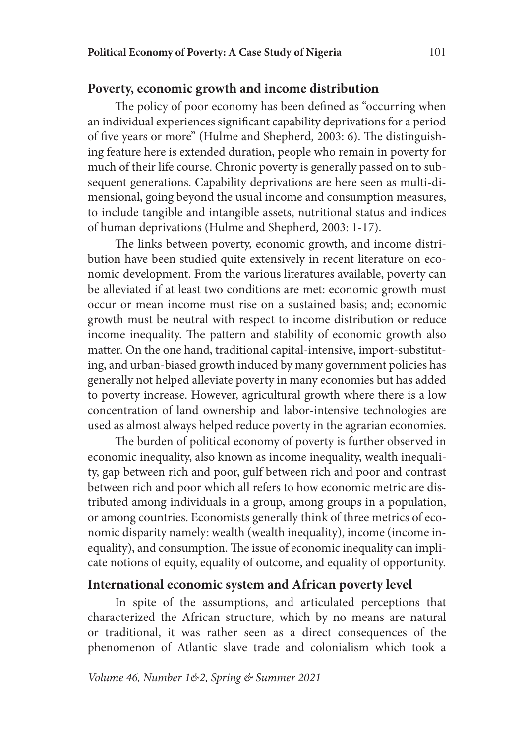## Poverty, economic growth and income distribution

The policy of poor economy has been defined as "occurring when an individual experiences significant capability deprivations for a period of five years or more" (Hulme and Shepherd, 2003: 6). The distinguishing feature here is extended duration, people who remain in poverty for much of their life course. Chronic poverty is generally passed on to subsequent generations. Capability deprivations are here seen as multi-dimensional, going beyond the usual income and consumption measures, to include tangible and intangible assets, nutritional status and indices of human deprivations (Hulme and Shepherd, 2003: 1-17).

The links between poverty, economic growth, and income distribution have been studied quite extensively in recent literature on economic development. From the various literatures available, poverty can be alleviated if at least two conditions are met: economic growth must occur or mean income must rise on a sustained basis; and; economic growth must be neutral with respect to income distribution or reduce income inequality. The pattern and stability of economic growth also matter. On the one hand, traditional capital-intensive, import-substituting, and urban-biased growth induced by many government policies has generally not helped alleviate poverty in many economies but has added to poverty increase. However, agricultural growth where there is a low concentration of land ownership and labor-intensive technologies are used as almost always helped reduce poverty in the agrarian economies.

The burden of political economy of poverty is further observed in economic inequality, also known as income inequality, wealth inequality, gap between rich and poor, gulf between rich and poor and contrast between rich and poor which all refers to how economic metric are distributed among individuals in a group, among groups in a population, or among countries. Economists generally think of three metrics of economic disparity namely: wealth (wealth inequality), income (income inequality), and consumption. The issue of economic inequality can implicate notions of equity, equality of outcome, and equality of opportunity.

## International economic system and African poverty level

In spite of the assumptions, and articulated perceptions that characterized the African structure, which by no means are natural or traditional, it was rather seen as a direct consequences of the phenomenon of Atlantic slave trade and colonialism which took a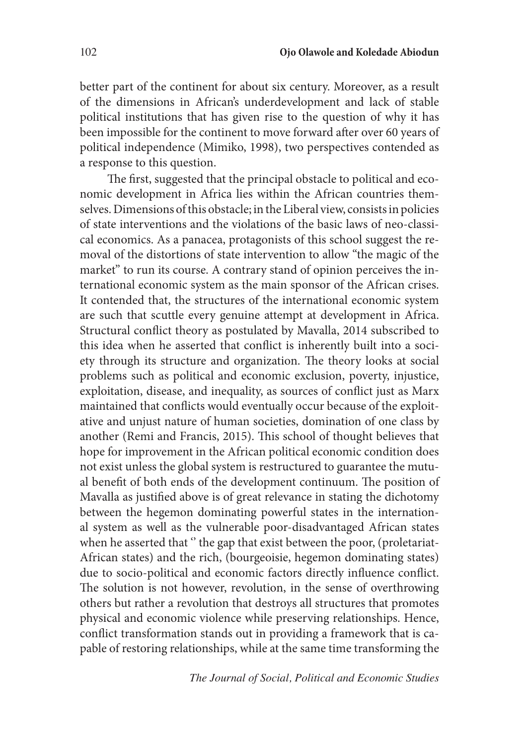better part of the continent for about six century. Moreover, as a result of the dimensions in African's underdevelopment and lack of stable political institutions that has given rise to the question of why it has been impossible for the continent to move forward after over 60 years of political independence (Mimiko, 1998), two perspectives contended as a response to this question.

The first, suggested that the principal obstacle to political and economic development in Africa lies within the African countries themselves. Dimensions of this obstacle; in the Liberal view, consists in policies of state interventions and the violations of the basic laws of neo-classical economics. As a panacea, protagonists of this school suggest the removal of the distortions of state intervention to allow "the magic of the market" to run its course. A contrary stand of opinion perceives the international economic system as the main sponsor of the African crises. It contended that, the structures of the international economic system are such that scuttle every genuine attempt at development in Africa. Structural conflict theory as postulated by Mavalla, 2014 subscribed to this idea when he asserted that conflict is inherently built into a society through its structure and organization. The theory looks at social problems such as political and economic exclusion, poverty, injustice, exploitation, disease, and inequality, as sources of conflict just as Marx maintained that conflicts would eventually occur because of the exploitative and unjust nature of human societies, domination of one class by another (Remi and Francis, 2015). This school of thought believes that hope for improvement in the African political economic condition does not exist unless the global system is restructured to guarantee the mutual benefit of both ends of the development continuum. The position of Mavalla as justified above is of great relevance in stating the dichotomy between the hegemon dominating powerful states in the international system as well as the vulnerable poor-disadvantaged African states when he asserted that '' the gap that exist between the poor, (proletariat-African states) and the rich, (bourgeoisie, hegemon dominating states) due to socio-political and economic factors directly influence conflict. The solution is not however, revolution, in the sense of overthrowing others but rather a revolution that destroys all structures that promotes physical and economic violence while preserving relationships. Hence, conflict transformation stands out in providing a framework that is capable of restoring relationships, while at the same time transforming the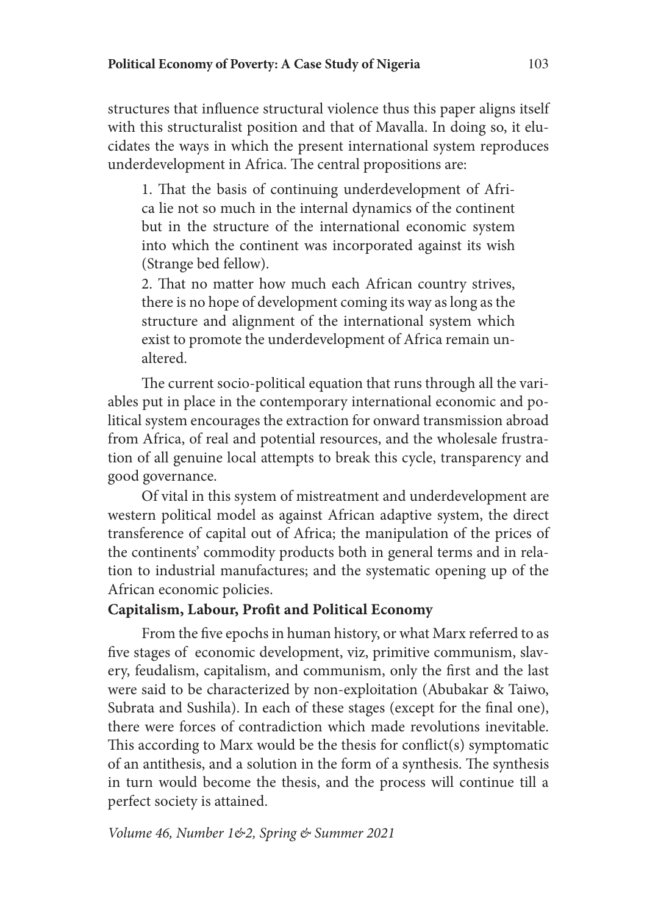structures that influence structural violence thus this paper aligns itself with this structuralist position and that of Mavalla. In doing so, it elucidates the ways in which the present international system reproduces underdevelopment in Africa. The central propositions are:

> 1. That the basis of continuing underdevelopment of Africa lie not so much in the internal dynamics of the continent but in the structure of the international economic system into which the continent was incorporated against its wish (Strange bed fellow).
>
> 2. That no matter how much each African country strives, there is no hope of development coming its way as long as the structure and alignment of the international system which exist to promote the underdevelopment of Africa remain unaltered.

The current socio-political equation that runs through all the variables put in place in the contemporary international economic and political system encourages the extraction for onward transmission abroad from Africa, of real and potential resources, and the wholesale frustration of all genuine local attempts to break this cycle, transparency and good governance.

Of vital in this system of mistreatment and underdevelopment are western political model as against African adaptive system, the direct transference of capital out of Africa; the manipulation of the prices of the continents' commodity products both in general terms and in relation to industrial manufactures; and the systematic opening up of the African economic policies.

**Capitalism, Labour, Profit and Political Economy**

From the five epochs in human history, or what Marx referred to as five stages of economic development, viz, primitive communism, slavery, feudalism, capitalism, and communism, only the first and the last were said to be characterized by non-exploitation (Abubakar & Taiwo, Subrata and Sushila). In each of these stages (except for the final one), there were forces of contradiction which made revolutions inevitable. This according to Marx would be the thesis for conflict(s) symptomatic of an antithesis, and a solution in the form of a synthesis. The synthesis in turn would become the thesis, and the process will continue till a perfect society is attained.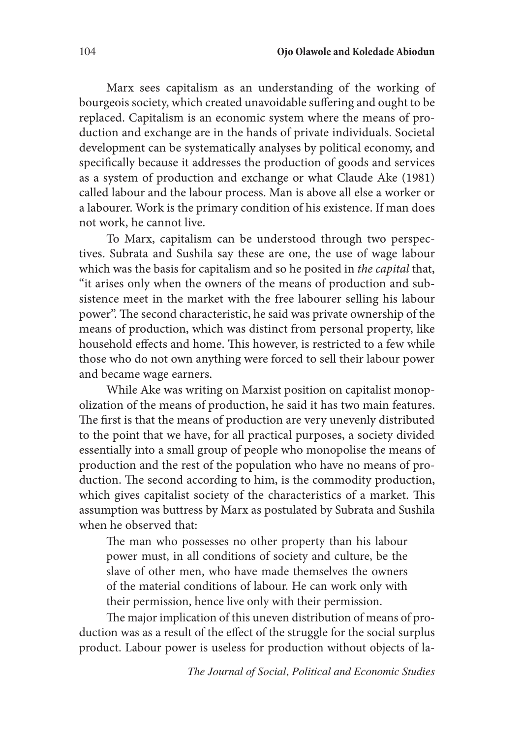Marx sees capitalism as an understanding of the working of bourgeois society, which created unavoidable suffering and ought to be replaced. Capitalism is an economic system where the means of production and exchange are in the hands of private individuals. Societal development can be systematically analyses by political economy, and specifically because it addresses the production of goods and services as a system of production and exchange or what Claude Ake (1981) called labour and the labour process. Man is above all else a worker or a labourer. Work is the primary condition of his existence. If man does not work, he cannot live.

To Marx, capitalism can be understood through two perspectives. Subrata and Sushila say these are one, the use of wage labour which was the basis for capitalism and so he posited in *the capital* that, "it arises only when the owners of the means of production and subsistence meet in the market with the free labourer selling his labour power". The second characteristic, he said was private ownership of the means of production, which was distinct from personal property, like household effects and home. This however, is restricted to a few while those who do not own anything were forced to sell their labour power and became wage earners.

While Ake was writing on Marxist position on capitalist monopolization of the means of production, he said it has two main features. The first is that the means of production are very unevenly distributed to the point that we have, for all practical purposes, a society divided essentially into a small group of people who monopolise the means of production and the rest of the population who have no means of production. The second according to him, is the commodity production, which gives capitalist society of the characteristics of a market. This assumption was buttress by Marx as postulated by Subrata and Sushila when he observed that:

> The man who possesses no other property than his labour power must, in all conditions of society and culture, be the slave of other men, who have made themselves the owners of the material conditions of labour. He can work only with their permission, hence live only with their permission.

The major implication of this uneven distribution of means of production was as a result of the effect of the struggle for the social surplus product. Labour power is useless for production without objects of la-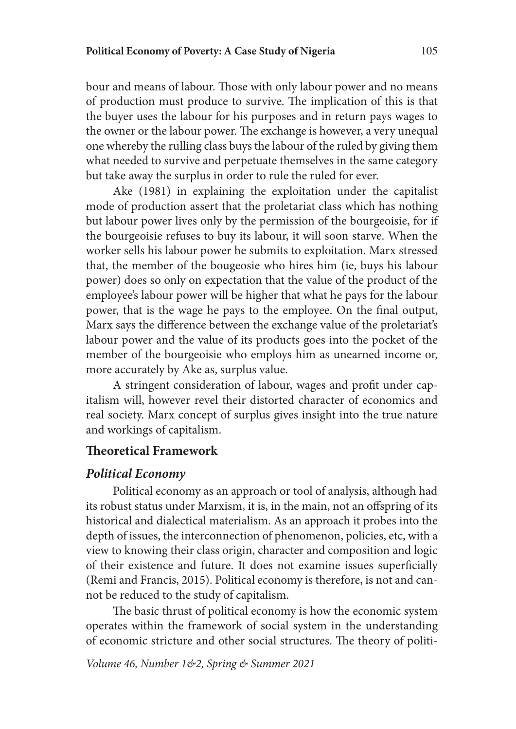bour and means of labour. Those with only labour power and no means of production must produce to survive. The implication of this is that the buyer uses the labour for his purposes and in return pays wages to the owner or the labour power. The exchange is however, a very unequal one whereby the rulling class buys the labour of the ruled by giving them what needed to survive and perpetuate themselves in the same category but take away the surplus in order to rule the ruled for ever.

Ake (1981) in explaining the exploitation under the capitalist mode of production assert that the proletariat class which has nothing but labour power lives only by the permission of the bourgeoisie, for if the bourgeoisie refuses to buy its labour, it will soon starve. When the worker sells his labour power he submits to exploitation. Marx stressed that, the member of the bougeosie who hires him (ie, buys his labour power) does so only on expectation that the value of the product of the employee's labour power will be higher that what he pays for the labour power, that is the wage he pays to the employee. On the final output, Marx says the difference between the exchange value of the proletariat's labour power and the value of its products goes into the pocket of the member of the bourgeoisie who employs him as unearned income or, more accurately by Ake as, surplus value.

A stringent consideration of labour, wages and profit under capitalism will, however revel their distorted character of economics and real society. Marx concept of surplus gives insight into the true nature and workings of capitalism.

## Theoretical Framework

### *Political Economy*

Political economy as an approach or tool of analysis, although had its robust status under Marxism, it is, in the main, not an offspring of its historical and dialectical materialism. As an approach it probes into the depth of issues, the interconnection of phenomenon, policies, etc, with a view to knowing their class origin, character and composition and logic of their existence and future. It does not examine issues superficially (Remi and Francis, 2015). Political economy is therefore, is not and cannot be reduced to the study of capitalism.

The basic thrust of political economy is how the economic system operates within the framework of social system in the understanding of economic stricture and other social structures. The theory of politi-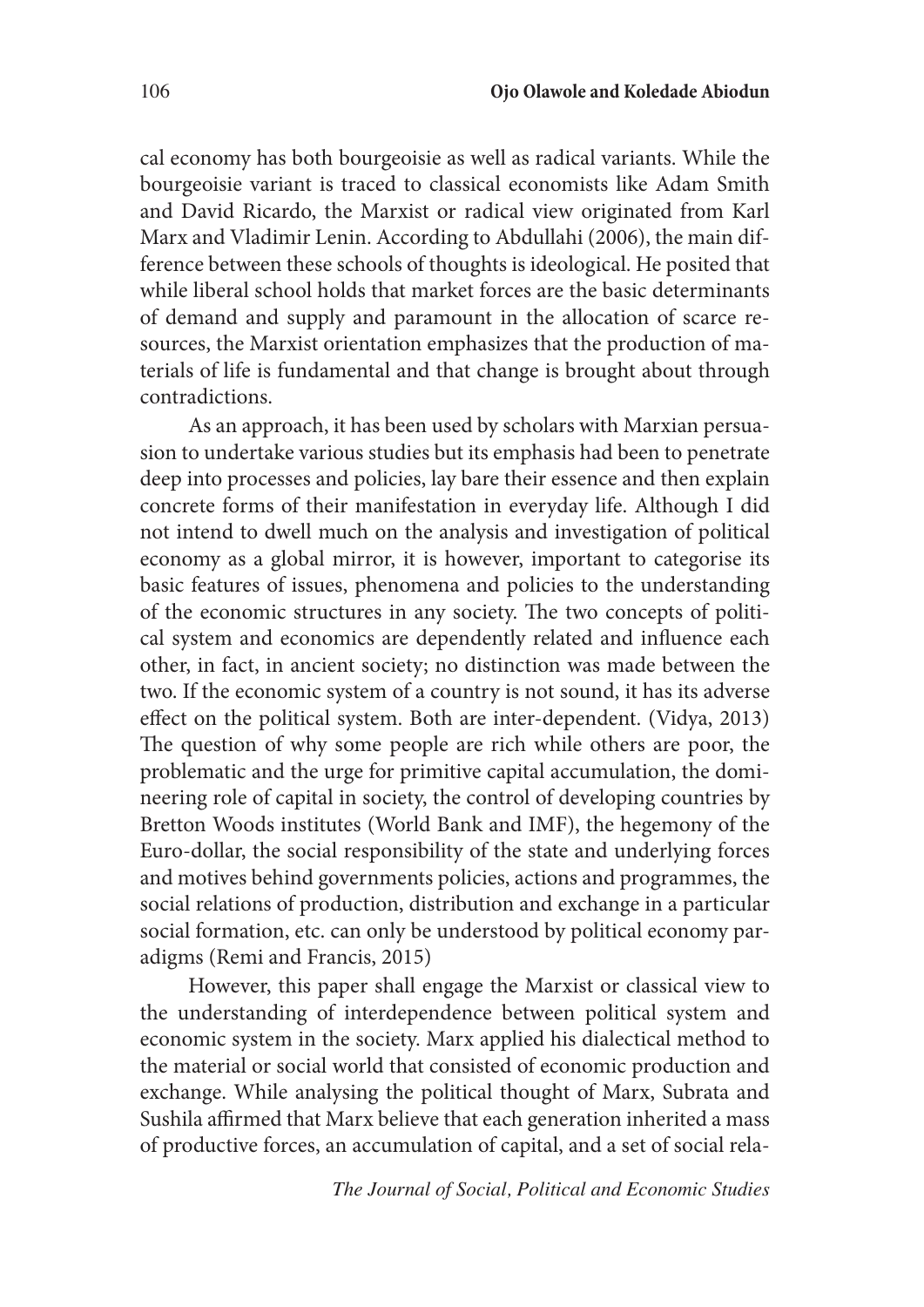cal economy has both bourgeoisie as well as radical variants. While the bourgeoisie variant is traced to classical economists like Adam Smith and David Ricardo, the Marxist or radical view originated from Karl Marx and Vladimir Lenin. According to Abdullahi (2006), the main difference between these schools of thoughts is ideological. He posited that while liberal school holds that market forces are the basic determinants of demand and supply and paramount in the allocation of scarce resources, the Marxist orientation emphasizes that the production of materials of life is fundamental and that change is brought about through contradictions.

As an approach, it has been used by scholars with Marxian persuasion to undertake various studies but its emphasis had been to penetrate deep into processes and policies, lay bare their essence and then explain concrete forms of their manifestation in everyday life. Although I did not intend to dwell much on the analysis and investigation of political economy as a global mirror, it is however, important to categorise its basic features of issues, phenomena and policies to the understanding of the economic structures in any society. The two concepts of political system and economics are dependently related and influence each other, in fact, in ancient society; no distinction was made between the two. If the economic system of a country is not sound, it has its adverse effect on the political system. Both are inter-dependent. (Vidya, 2013) The question of why some people are rich while others are poor, the problematic and the urge for primitive capital accumulation, the domineering role of capital in society, the control of developing countries by Bretton Woods institutes (World Bank and IMF), the hegemony of the Euro-dollar, the social responsibility of the state and underlying forces and motives behind governments policies, actions and programmes, the social relations of production, distribution and exchange in a particular social formation, etc. can only be understood by political economy paradigms (Remi and Francis, 2015)

However, this paper shall engage the Marxist or classical view to the understanding of interdependence between political system and economic system in the society. Marx applied his dialectical method to the material or social world that consisted of economic production and exchange. While analysing the political thought of Marx, Subrata and Sushila affirmed that Marx believe that each generation inherited a mass of productive forces, an accumulation of capital, and a set of social rela-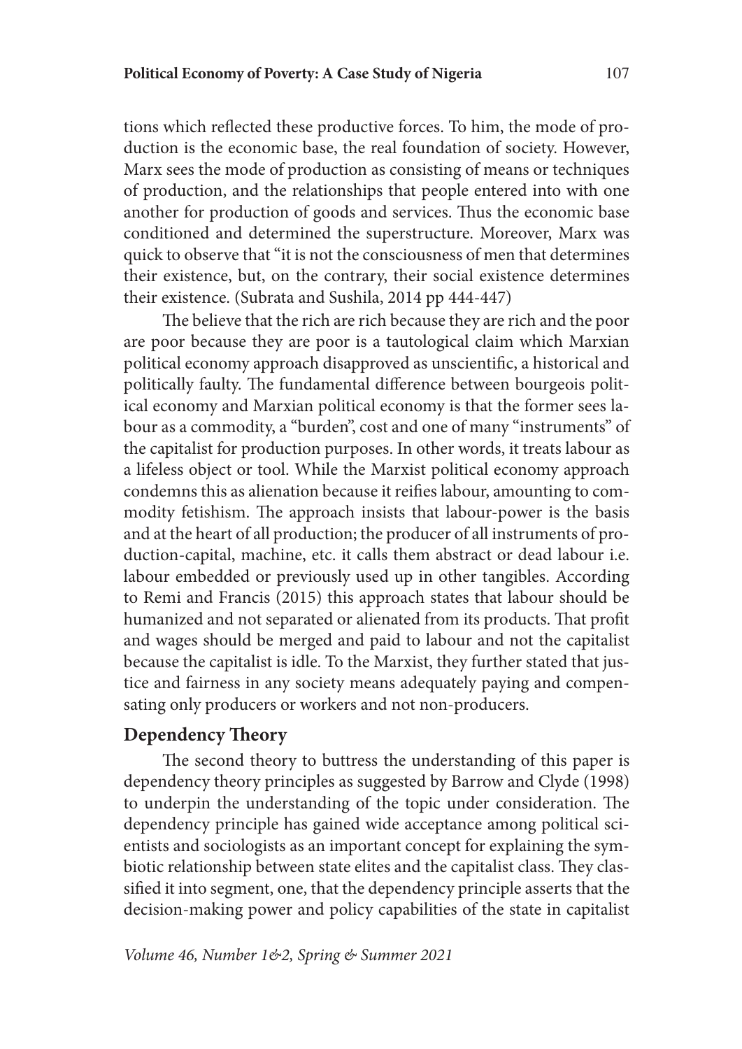tions which reflected these productive forces. To him, the mode of production is the economic base, the real foundation of society. However, Marx sees the mode of production as consisting of means or techniques of production, and the relationships that people entered into with one another for production of goods and services. Thus the economic base conditioned and determined the superstructure. Moreover, Marx was quick to observe that "it is not the consciousness of men that determines their existence, but, on the contrary, their social existence determines their existence. (Subrata and Sushila, 2014 pp 444-447)

The believe that the rich are rich because they are rich and the poor are poor because they are poor is a tautological claim which Marxian political economy approach disapproved as unscientific, a historical and politically faulty. The fundamental difference between bourgeois political economy and Marxian political economy is that the former sees labour as a commodity, a "burden", cost and one of many "instruments" of the capitalist for production purposes. In other words, it treats labour as a lifeless object or tool. While the Marxist political economy approach condemns this as alienation because it reifies labour, amounting to commodity fetishism. The approach insists that labour-power is the basis and at the heart of all production; the producer of all instruments of production-capital, machine, etc. it calls them abstract or dead labour i.e. labour embedded or previously used up in other tangibles. According to Remi and Francis (2015) this approach states that labour should be humanized and not separated or alienated from its products. That profit and wages should be merged and paid to labour and not the capitalist because the capitalist is idle. To the Marxist, they further stated that justice and fairness in any society means adequately paying and compensating only producers or workers and not non-producers.

## Dependency Theory

The second theory to buttress the understanding of this paper is dependency theory principles as suggested by Barrow and Clyde (1998) to underpin the understanding of the topic under consideration. The dependency principle has gained wide acceptance among political scientists and sociologists as an important concept for explaining the symbiotic relationship between state elites and the capitalist class. They classified it into segment, one, that the dependency principle asserts that the decision-making power and policy capabilities of the state in capitalist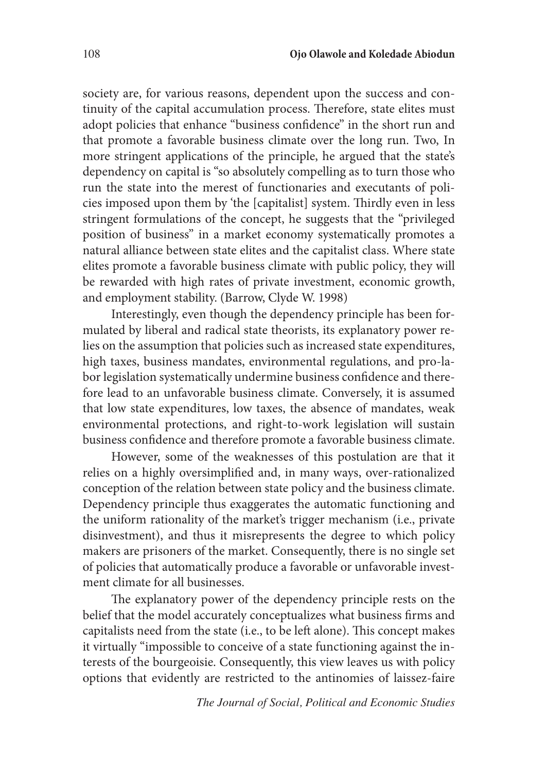society are, for various reasons, dependent upon the success and continuity of the capital accumulation process. Therefore, state elites must adopt policies that enhance "business confidence" in the short run and that promote a favorable business climate over the long run. Two, In more stringent applications of the principle, he argued that the state's dependency on capital is "so absolutely compelling as to turn those who run the state into the merest of functionaries and executants of policies imposed upon them by 'the [capitalist] system. Thirdly even in less stringent formulations of the concept, he suggests that the "privileged position of business" in a market economy systematically promotes a natural alliance between state elites and the capitalist class. Where state elites promote a favorable business climate with public policy, they will be rewarded with high rates of private investment, economic growth, and employment stability. (Barrow, Clyde W. 1998)

Interestingly, even though the dependency principle has been formulated by liberal and radical state theorists, its explanatory power relies on the assumption that policies such as increased state expenditures, high taxes, business mandates, environmental regulations, and pro-labor legislation systematically undermine business confidence and therefore lead to an unfavorable business climate. Conversely, it is assumed that low state expenditures, low taxes, the absence of mandates, weak environmental protections, and right-to-work legislation will sustain business confidence and therefore promote a favorable business climate.

However, some of the weaknesses of this postulation are that it relies on a highly oversimplified and, in many ways, over-rationalized conception of the relation between state policy and the business climate. Dependency principle thus exaggerates the automatic functioning and the uniform rationality of the market's trigger mechanism (i.e., private disinvestment), and thus it misrepresents the degree to which policy makers are prisoners of the market. Consequently, there is no single set of policies that automatically produce a favorable or unfavorable investment climate for all businesses.

The explanatory power of the dependency principle rests on the belief that the model accurately conceptualizes what business firms and capitalists need from the state (i.e., to be left alone). This concept makes it virtually "impossible to conceive of a state functioning against the interests of the bourgeoisie. Consequently, this view leaves us with policy options that evidently are restricted to the antinomies of laissez-faire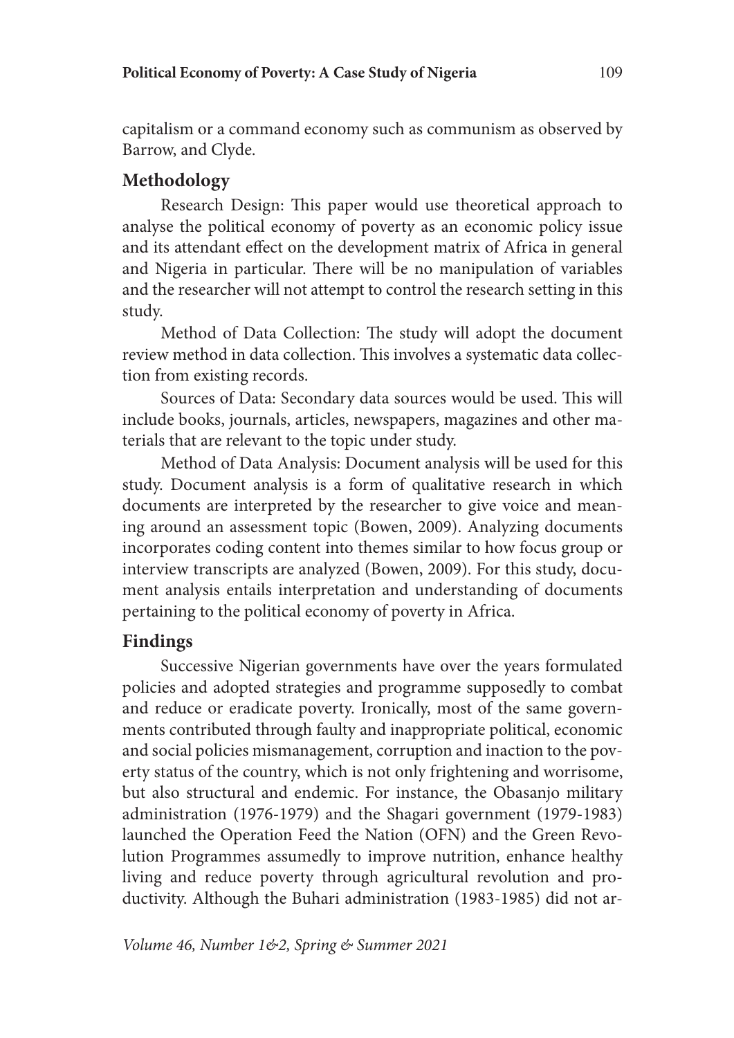capitalism or a command economy such as communism as observed by Barrow, and Clyde.

## Methodology

Research Design: This paper would use theoretical approach to analyse the political economy of poverty as an economic policy issue and its attendant effect on the development matrix of Africa in general and Nigeria in particular. There will be no manipulation of variables and the researcher will not attempt to control the research setting in this study.

Method of Data Collection: The study will adopt the document review method in data collection. This involves a systematic data collection from existing records.

Sources of Data: Secondary data sources would be used. This will include books, journals, articles, newspapers, magazines and other materials that are relevant to the topic under study.

Method of Data Analysis: Document analysis will be used for this study. Document analysis is a form of qualitative research in which documents are interpreted by the researcher to give voice and meaning around an assessment topic (Bowen, 2009). Analyzing documents incorporates coding content into themes similar to how focus group or interview transcripts are analyzed (Bowen, 2009). For this study, document analysis entails interpretation and understanding of documents pertaining to the political economy of poverty in Africa.

## Findings

Successive Nigerian governments have over the years formulated policies and adopted strategies and programme supposedly to combat and reduce or eradicate poverty. Ironically, most of the same governments contributed through faulty and inappropriate political, economic and social policies mismanagement, corruption and inaction to the poverty status of the country, which is not only frightening and worrisome, but also structural and endemic. For instance, the Obasanjo military administration (1976-1979) and the Shagari government (1979-1983) launched the Operation Feed the Nation (OFN) and the Green Revolution Programmes assumedly to improve nutrition, enhance healthy living and reduce poverty through agricultural revolution and productivity. Although the Buhari administration (1983-1985) did not ar-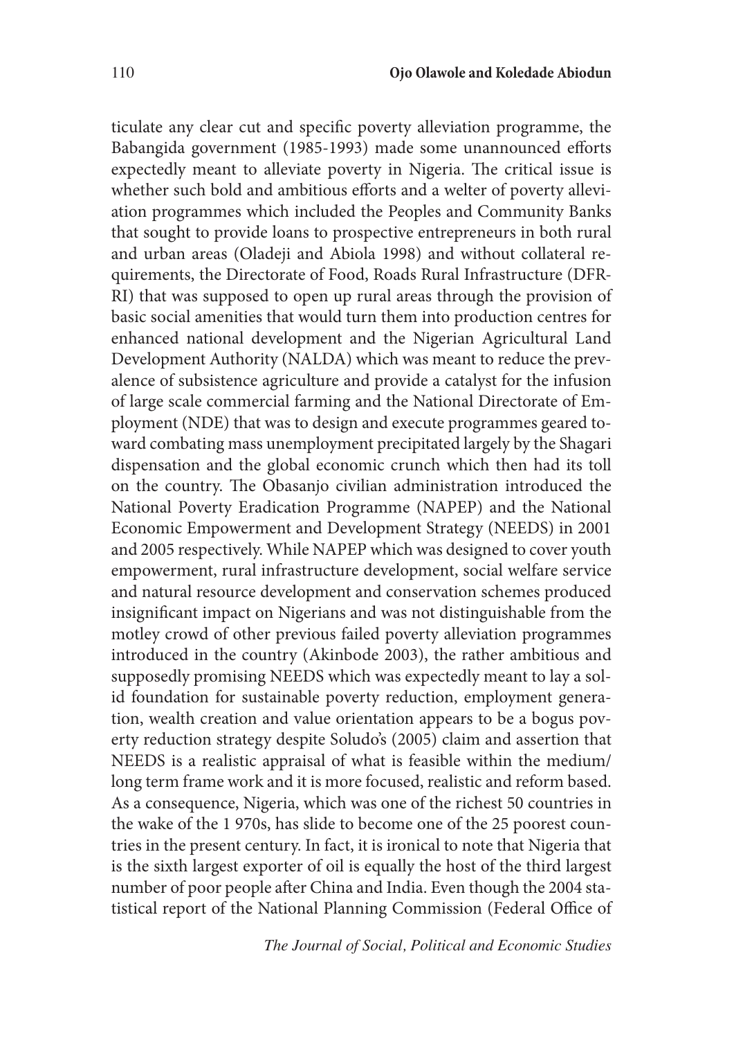ticulate any clear cut and specific poverty alleviation programme, the Babangida government (1985-1993) made some unannounced efforts expectedly meant to alleviate poverty in Nigeria. The critical issue is whether such bold and ambitious efforts and a welter of poverty alleviation programmes which included the Peoples and Community Banks that sought to provide loans to prospective entrepreneurs in both rural and urban areas (Oladeji and Abiola 1998) and without collateral requirements, the Directorate of Food, Roads Rural Infrastructure (DFRRI) that was supposed to open up rural areas through the provision of basic social amenities that would turn them into production centres for enhanced national development and the Nigerian Agricultural Land Development Authority (NALDA) which was meant to reduce the prevalence of subsistence agriculture and provide a catalyst for the infusion of large scale commercial farming and the National Directorate of Employment (NDE) that was to design and execute programmes geared toward combating mass unemployment precipitated largely by the Shagari dispensation and the global economic crunch which then had its toll on the country. The Obasanjo civilian administration introduced the National Poverty Eradication Programme (NAPEP) and the National Economic Empowerment and Development Strategy (NEEDS) in 2001 and 2005 respectively. While NAPEP which was designed to cover youth empowerment, rural infrastructure development, social welfare service and natural resource development and conservation schemes produced insignificant impact on Nigerians and was not distinguishable from the motley crowd of other previous failed poverty alleviation programmes introduced in the country (Akinbode 2003), the rather ambitious and supposedly promising NEEDS which was expectedly meant to lay a solid foundation for sustainable poverty reduction, employment generation, wealth creation and value orientation appears to be a bogus poverty reduction strategy despite Soludo's (2005) claim and assertion that NEEDS is a realistic appraisal of what is feasible within the medium/long term frame work and it is more focused, realistic and reform based. As a consequence, Nigeria, which was one of the richest 50 countries in the wake of the 1 970s, has slide to become one of the 25 poorest countries in the present century. In fact, it is ironical to note that Nigeria that is the sixth largest exporter of oil is equally the host of the third largest number of poor people after China and India. Even though the 2004 statistical report of the National Planning Commission (Federal Office of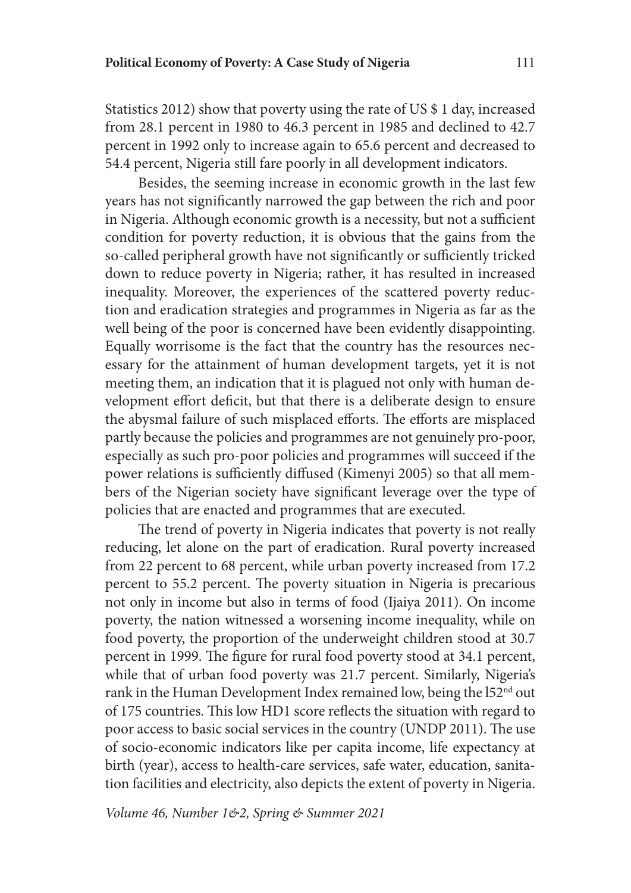Statistics 2012) show that poverty using the rate of US $ 1 day, increased from 28.1 percent in 1980 to 46.3 percent in 1985 and declined to 42.7 percent in 1992 only to increase again to 65.6 percent and decreased to 54.4 percent, Nigeria still fare poorly in all development indicators.

Besides, the seeming increase in economic growth in the last few years has not significantly narrowed the gap between the rich and poor in Nigeria. Although economic growth is a necessity, but not a sufficient condition for poverty reduction, it is obvious that the gains from the so-called peripheral growth have not significantly or sufficiently tricked down to reduce poverty in Nigeria; rather, it has resulted in increased inequality. Moreover, the experiences of the scattered poverty reduction and eradication strategies and programmes in Nigeria as far as the well being of the poor is concerned have been evidently disappointing. Equally worrisome is the fact that the country has the resources necessary for the attainment of human development targets, yet it is not meeting them, an indication that it is plagued not only with human development effort deficit, but that there is a deliberate design to ensure the abysmal failure of such misplaced efforts. The efforts are misplaced partly because the policies and programmes are not genuinely pro-poor, especially as such pro-poor policies and programmes will succeed if the power relations is sufficiently diffused (Kimenyi 2005) so that all members of the Nigerian society have significant leverage over the type of policies that are enacted and programmes that are executed.

The trend of poverty in Nigeria indicates that poverty is not really reducing, let alone on the part of eradication. Rural poverty increased from 22 percent to 68 percent, while urban poverty increased from 17.2 percent to 55.2 percent. The poverty situation in Nigeria is precarious not only in income but also in terms of food (Ijaiya 2011). On income poverty, the nation witnessed a worsening income inequality, while on food poverty, the proportion of the underweight children stood at 30.7 percent in 1999. The figure for rural food poverty stood at 34.1 percent, while that of urban food poverty was 21.7 percent. Similarly, Nigeria's rank in the Human Development Index remained low, being the l52nd out of 175 countries. This low HD1 score reflects the situation with regard to poor access to basic social services in the country (UNDP 2011). The use of socio-economic indicators like per capita income, life expectancy at birth (year), access to health-care services, safe water, education, sanitation facilities and electricity, also depicts the extent of poverty in Nigeria.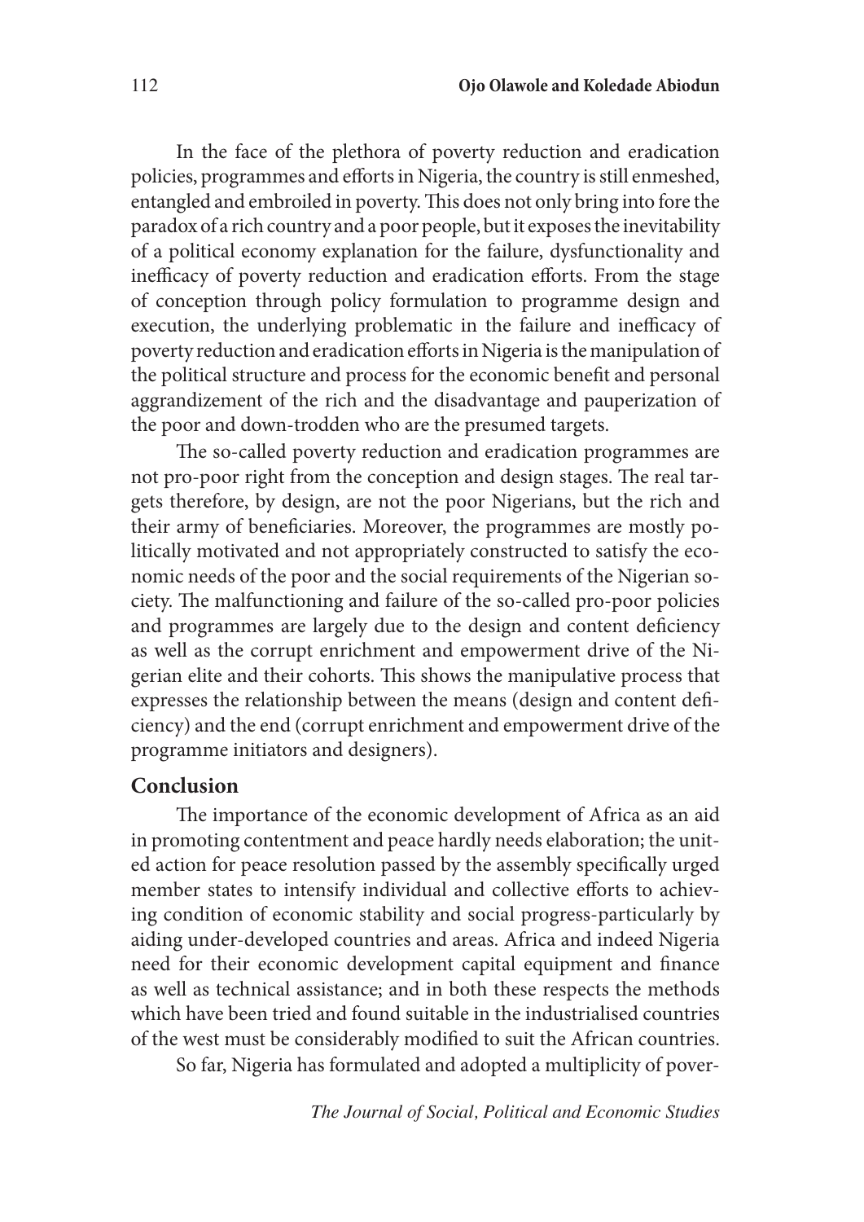In the face of the plethora of poverty reduction and eradication policies, programmes and efforts in Nigeria, the country is still enmeshed, entangled and embroiled in poverty. This does not only bring into fore the paradox of a rich country and a poor people, but it exposes the inevitability of a political economy explanation for the failure, dysfunctionality and inefficacy of poverty reduction and eradication efforts. From the stage of conception through policy formulation to programme design and execution, the underlying problematic in the failure and inefficacy of poverty reduction and eradication efforts in Nigeria is the manipulation of the political structure and process for the economic benefit and personal aggrandizement of the rich and the disadvantage and pauperization of the poor and down-trodden who are the presumed targets.

The so-called poverty reduction and eradication programmes are not pro-poor right from the conception and design stages. The real targets therefore, by design, are not the poor Nigerians, but the rich and their army of beneficiaries. Moreover, the programmes are mostly politically motivated and not appropriately constructed to satisfy the economic needs of the poor and the social requirements of the Nigerian society. The malfunctioning and failure of the so-called pro-poor policies and programmes are largely due to the design and content deficiency as well as the corrupt enrichment and empowerment drive of the Nigerian elite and their cohorts. This shows the manipulative process that expresses the relationship between the means (design and content deficiency) and the end (corrupt enrichment and empowerment drive of the programme initiators and designers).

## Conclusion

The importance of the economic development of Africa as an aid in promoting contentment and peace hardly needs elaboration; the united action for peace resolution passed by the assembly specifically urged member states to intensify individual and collective efforts to achieving condition of economic stability and social progress-particularly by aiding under-developed countries and areas. Africa and indeed Nigeria need for their economic development capital equipment and finance as well as technical assistance; and in both these respects the methods which have been tried and found suitable in the industrialised countries of the west must be considerably modified to suit the African countries.

So far, Nigeria has formulated and adopted a multiplicity of pover-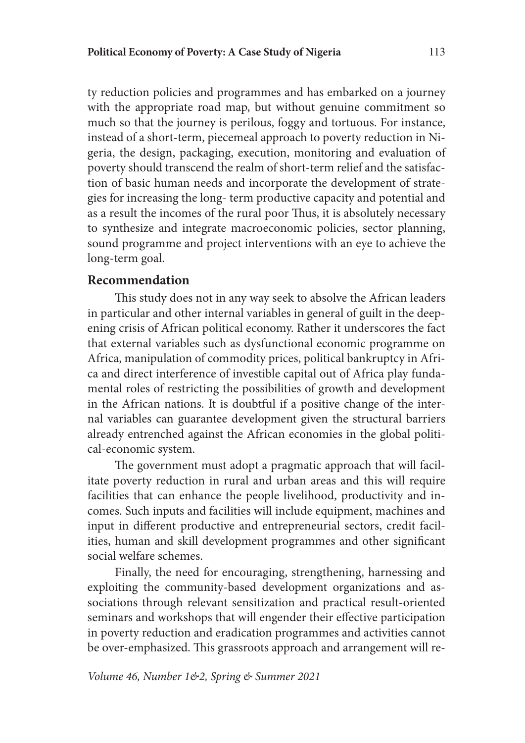ty reduction policies and programmes and has embarked on a journey with the appropriate road map, but without genuine commitment so much so that the journey is perilous, foggy and tortuous. For instance, instead of a short-term, piecemeal approach to poverty reduction in Nigeria, the design, packaging, execution, monitoring and evaluation of poverty should transcend the realm of short-term relief and the satisfaction of basic human needs and incorporate the development of strategies for increasing the long- term productive capacity and potential and as a result the incomes of the rural poor Thus, it is absolutely necessary to synthesize and integrate macroeconomic policies, sector planning, sound programme and project interventions with an eye to achieve the long-term goal.

## Recommendation

This study does not in any way seek to absolve the African leaders in particular and other internal variables in general of guilt in the deepening crisis of African political economy. Rather it underscores the fact that external variables such as dysfunctional economic programme on Africa, manipulation of commodity prices, political bankruptcy in Africa and direct interference of investible capital out of Africa play fundamental roles of restricting the possibilities of growth and development in the African nations. It is doubtful if a positive change of the internal variables can guarantee development given the structural barriers already entrenched against the African economies in the global political-economic system.

The government must adopt a pragmatic approach that will facilitate poverty reduction in rural and urban areas and this will require facilities that can enhance the people livelihood, productivity and incomes. Such inputs and facilities will include equipment, machines and input in different productive and entrepreneurial sectors, credit facilities, human and skill development programmes and other significant social welfare schemes.

Finally, the need for encouraging, strengthening, harnessing and exploiting the community-based development organizations and associations through relevant sensitization and practical result-oriented seminars and workshops that will engender their effective participation in poverty reduction and eradication programmes and activities cannot be over-emphasized. This grassroots approach and arrangement will re-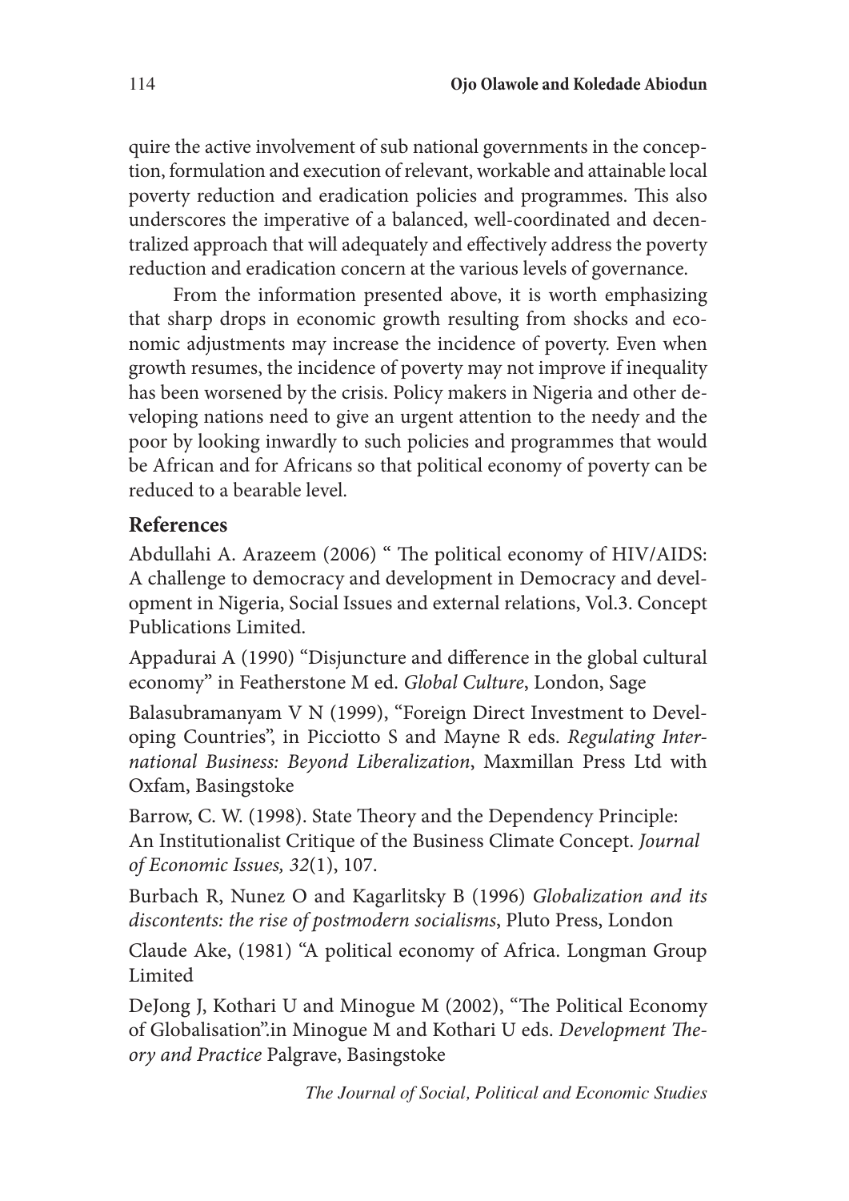quire the active involvement of sub national governments in the conception, formulation and execution of relevant, workable and attainable local poverty reduction and eradication policies and programmes. This also underscores the imperative of a balanced, well-coordinated and decentralized approach that will adequately and effectively address the poverty reduction and eradication concern at the various levels of governance.

From the information presented above, it is worth emphasizing that sharp drops in economic growth resulting from shocks and economic adjustments may increase the incidence of poverty. Even when growth resumes, the incidence of poverty may not improve if inequality has been worsened by the crisis. Policy makers in Nigeria and other developing nations need to give an urgent attention to the needy and the poor by looking inwardly to such policies and programmes that would be African and for Africans so that political economy of poverty can be reduced to a bearable level.

## References

Abdullahi A. Arazeem (2006) " The political economy of HIV/AIDS: A challenge to democracy and development in Democracy and development in Nigeria, Social Issues and external relations, Vol.3. Concept Publications Limited.

Appadurai A (1990) "Disjuncture and difference in the global cultural economy" in Featherstone M ed. *Global Culture*, London, Sage

Balasubramanyam V N (1999), "Foreign Direct Investment to Developing Countries", in Picciotto S and Mayne R eds. *Regulating International Business: Beyond Liberalization*, Maxmillan Press Ltd with Oxfam, Basingstoke

Barrow, C. W. (1998). State Theory and the Dependency Principle: An Institutionalist Critique of the Business Climate Concept. *Journal of Economic Issues, 32*(1), 107.

Burbach R, Nunez O and Kagarlitsky B (1996) *Globalization and its discontents: the rise of postmodern socialisms*, Pluto Press, London

Claude Ake, (1981) "A political economy of Africa. Longman Group Limited

DeJong J, Kothari U and Minogue M (2002), "The Political Economy of Globalisation".in Minogue M and Kothari U eds. *Development Theory and Practice* Palgrave, Basingstoke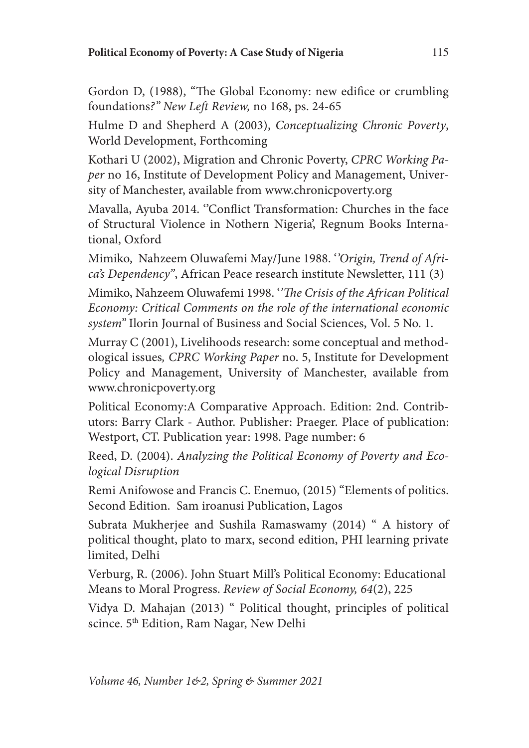Gordon D, (1988), "The Global Economy: new edifice or crumbling foundations?" *New Left Review,* no 168, ps. 24-65

Hulme D and Shepherd A (2003), *Conceptualizing Chronic Poverty*, World Development, Forthcoming

Kothari U (2002), Migration and Chronic Poverty, *CPRC Working Paper* no 16, Institute of Development Policy and Management, University of Manchester, available from www.chronicpoverty.org

Mavalla, Ayuba 2014. ''Conflict Transformation: Churches in the face of Structural Violence in Nothern Nigeria', Regnum Books International, Oxford

Mimiko, Nahzeem Oluwafemi May/June 1988. *''Origin, Trend of Africa's Dependency"*, African Peace research institute Newsletter, 111 (3)

Mimiko, Nahzeem Oluwafemi 1998. *''The Crisis of the African Political Economy: Critical Comments on the role of the international economic system"* Ilorin Journal of Business and Social Sciences, Vol. 5 No. 1.

Murray C (2001), Livelihoods research: some conceptual and methodological issues*, CPRC Working Paper* no. 5, Institute for Development Policy and Management, University of Manchester, available from www.chronicpoverty.org

Political Economy:A Comparative Approach. Edition: 2nd. Contributors: Barry Clark - Author. Publisher: Praeger. Place of publication: Westport, CT. Publication year: 1998. Page number: 6

Reed, D. (2004). *Analyzing the Political Economy of Poverty and Ecological Disruption*

Remi Anifowose and Francis C. Enemuo, (2015) "Elements of politics. Second Edition. Sam iroanusi Publication, Lagos

Subrata Mukherjee and Sushila Ramaswamy (2014) " A history of political thought, plato to marx, second edition, PHI learning private limited, Delhi

Verburg, R. (2006). John Stuart Mill's Political Economy: Educational Means to Moral Progress. *Review of Social Economy, 64*(2), 225

Vidya D. Mahajan (2013) " Political thought, principles of political scince. 5th Edition, Ram Nagar, New Delhi